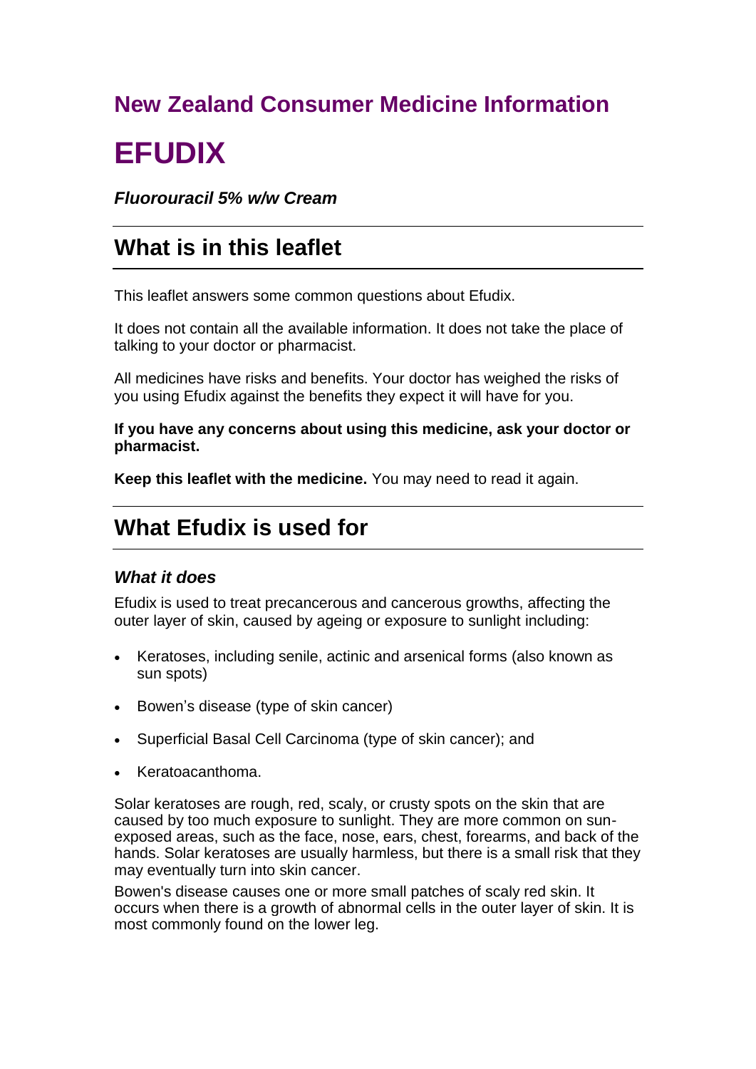## New Zealand Consumer Medicine Information

# EFUDIX

***Fluorouracil 5% w/w Cream***

## What is in this leaflet

This leaflet answers some common questions about Efudix.

It does not contain all the available information. It does not take the place of talking to your doctor or pharmacist.

All medicines have risks and benefits. Your doctor has weighed the risks of you using Efudix against the benefits they expect it will have for you.

**If you have any concerns about using this medicine, ask your doctor or pharmacist.**

**Keep this leaflet with the medicine.** You may need to read it again.

## What Efudix is used for

### *What it does*

Efudix is used to treat precancerous and cancerous growths, affecting the outer layer of skin, caused by ageing or exposure to sunlight including:

- Keratoses, including senile, actinic and arsenical forms (also known as sun spots)
- Bowen's disease (type of skin cancer)
- Superficial Basal Cell Carcinoma (type of skin cancer); and
- Keratoacanthoma.

Solar keratoses are rough, red, scaly, or crusty spots on the skin that are caused by too much exposure to sunlight. They are more common on sun-exposed areas, such as the face, nose, ears, chest, forearms, and back of the hands. Solar keratoses are usually harmless, but there is a small risk that they may eventually turn into skin cancer.

Bowen's disease causes one or more small patches of scaly red skin. It occurs when there is a growth of abnormal cells in the outer layer of skin. It is most commonly found on the lower leg.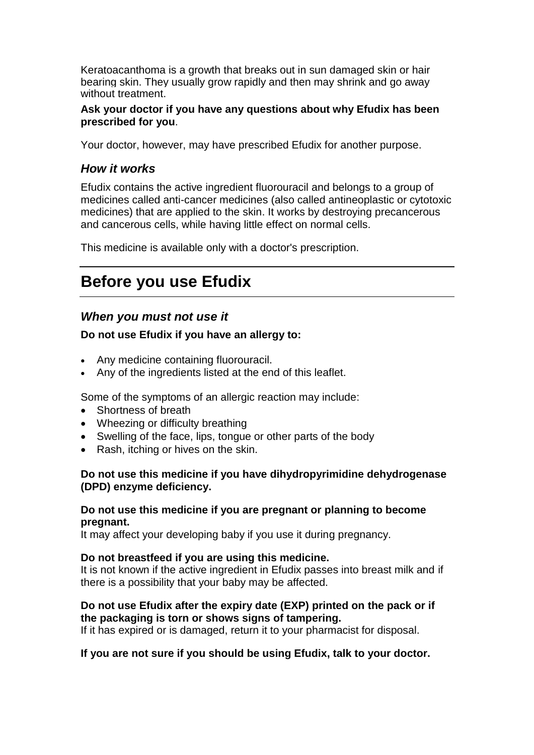Keratoacanthoma is a growth that breaks out in sun damaged skin or hair bearing skin. They usually grow rapidly and then may shrink and go away without treatment.

**Ask your doctor if you have any questions about why Efudix has been prescribed for you**.

Your doctor, however, may have prescribed Efudix for another purpose.

### *How it works*

Efudix contains the active ingredient fluorouracil and belongs to a group of medicines called anti-cancer medicines (also called antineoplastic or cytotoxic medicines) that are applied to the skin. It works by destroying precancerous and cancerous cells, while having little effect on normal cells.

This medicine is available only with a doctor's prescription.

## Before you use Efudix

### *When you must not use it*

**Do not use Efudix if you have an allergy to:**

- Any medicine containing fluorouracil.
- Any of the ingredients listed at the end of this leaflet.

Some of the symptoms of an allergic reaction may include:

- Shortness of breath
- Wheezing or difficulty breathing
- Swelling of the face, lips, tongue or other parts of the body
- Rash, itching or hives on the skin.

**Do not use this medicine if you have dihydropyrimidine dehydrogenase (DPD) enzyme deficiency.**

**Do not use this medicine if you are pregnant or planning to become pregnant.**
It may affect your developing baby if you use it during pregnancy.

**Do not breastfeed if you are using this medicine.**
It is not known if the active ingredient in Efudix passes into breast milk and if there is a possibility that your baby may be affected.

**Do not use Efudix after the expiry date (EXP) printed on the pack or if the packaging is torn or shows signs of tampering.**
If it has expired or is damaged, return it to your pharmacist for disposal.

**If you are not sure if you should be using Efudix, talk to your doctor.**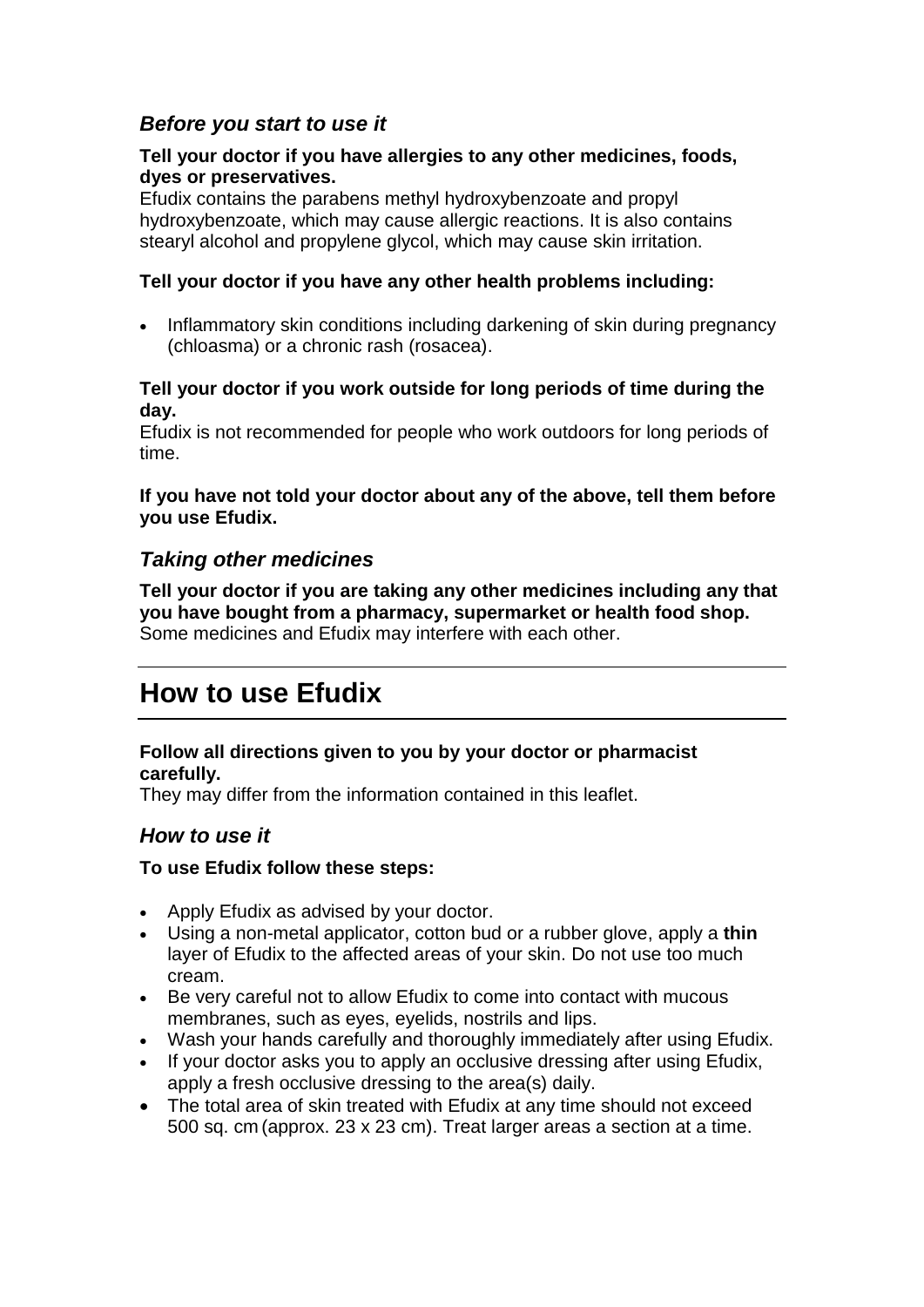### *Before you start to use it*

**Tell your doctor if you have allergies to any other medicines, foods, dyes or preservatives.**
Efudix contains the parabens methyl hydroxybenzoate and propyl hydroxybenzoate, which may cause allergic reactions. It is also contains stearyl alcohol and propylene glycol, which may cause skin irritation.

**Tell your doctor if you have any other health problems including:**

- Inflammatory skin conditions including darkening of skin during pregnancy (chloasma) or a chronic rash (rosacea).

**Tell your doctor if you work outside for long periods of time during the day.**
Efudix is not recommended for people who work outdoors for long periods of time.

**If you have not told your doctor about any of the above, tell them before you use Efudix.**

### *Taking other medicines*

**Tell your doctor if you are taking any other medicines including any that you have bought from a pharmacy, supermarket or health food shop.**
Some medicines and Efudix may interfere with each other.

## How to use Efudix

**Follow all directions given to you by your doctor or pharmacist carefully.**
They may differ from the information contained in this leaflet.

### *How to use it*

**To use Efudix follow these steps:**

- Apply Efudix as advised by your doctor.
- Using a non-metal applicator, cotton bud or a rubber glove, apply a **thin** layer of Efudix to the affected areas of your skin. Do not use too much cream.
- Be very careful not to allow Efudix to come into contact with mucous membranes, such as eyes, eyelids, nostrils and lips.
- Wash your hands carefully and thoroughly immediately after using Efudix.
- If your doctor asks you to apply an occlusive dressing after using Efudix, apply a fresh occlusive dressing to the area(s) daily.
- The total area of skin treated with Efudix at any time should not exceed 500 sq. cm (approx. 23 x 23 cm). Treat larger areas a section at a time.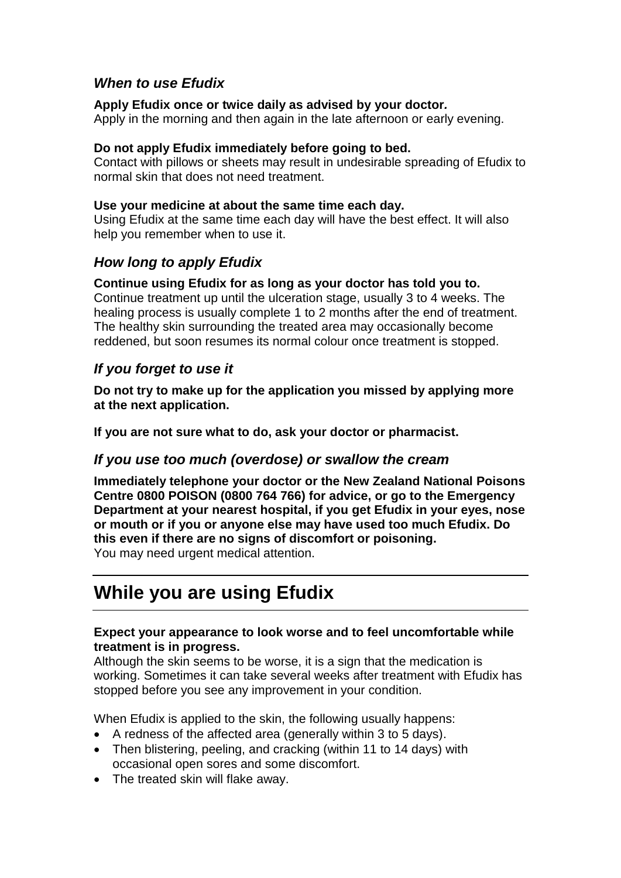### *When to use Efudix*

**Apply Efudix once or twice daily as advised by your doctor*.***
Apply in the morning and then again in the late afternoon or early evening.

**Do not apply Efudix immediately before going to bed.**
Contact with pillows or sheets may result in undesirable spreading of Efudix to normal skin that does not need treatment.

**Use your medicine at about the same time each day.**
Using Efudix at the same time each day will have the best effect. It will also help you remember when to use it.

### *How long to apply Efudix*

**Continue using Efudix for as long as your doctor has told you to.**
Continue treatment up until the ulceration stage, usually 3 to 4 weeks. The healing process is usually complete 1 to 2 months after the end of treatment. The healthy skin surrounding the treated area may occasionally become reddened, but soon resumes its normal colour once treatment is stopped.

### *If you forget to use it*

**Do not try to make up for the application you missed by applying more at the next application.**

**If you are not sure what to do, ask your doctor or pharmacist.**

### *If you use too much (overdose) or swallow the cream*

**Immediately telephone your doctor or the New Zealand National Poisons Centre 0800 POISON (0800 764 766) for advice, or go to the Emergency Department at your nearest hospital, if you get Efudix in your eyes, nose or mouth or if you or anyone else may have used too much Efudix. Do this even if there are no signs of discomfort or poisoning.**
You may need urgent medical attention.

## While you are using Efudix

**Expect your appearance to look worse and to feel uncomfortable while treatment is in progress.**
Although the skin seems to be worse, it is a sign that the medication is working. Sometimes it can take several weeks after treatment with Efudix has stopped before you see any improvement in your condition.

When Efudix is applied to the skin, the following usually happens:

- A redness of the affected area (generally within 3 to 5 days).
- Then blistering, peeling, and cracking (within 11 to 14 days) with occasional open sores and some discomfort.
- The treated skin will flake away.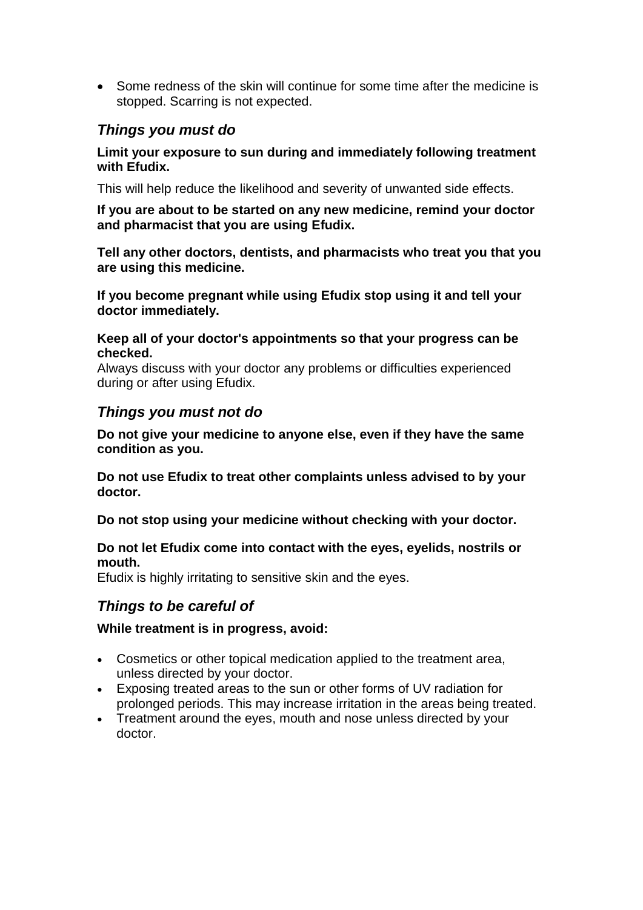- Some redness of the skin will continue for some time after the medicine is stopped. Scarring is not expected.

### *Things you must do*

**Limit your exposure to sun during and immediately following treatment with Efudix.**

This will help reduce the likelihood and severity of unwanted side effects.

**If you are about to be started on any new medicine, remind your doctor and pharmacist that you are using Efudix.**

**Tell any other doctors, dentists, and pharmacists who treat you that you are using this medicine.**

**If you become pregnant while using Efudix stop using it and tell your doctor immediately.**

**Keep all of your doctor's appointments so that your progress can be checked.**
Always discuss with your doctor any problems or difficulties experienced during or after using Efudix.

### *Things you must not do*

**Do not give your medicine to anyone else, even if they have the same condition as you.**

**Do not use Efudix to treat other complaints unless advised to by your doctor.**

**Do not stop using your medicine without checking with your doctor.**

**Do not let Efudix come into contact with the eyes, eyelids, nostrils or mouth.**
Efudix is highly irritating to sensitive skin and the eyes.

### *Things to be careful of*

**While treatment is in progress, avoid:**

- Cosmetics or other topical medication applied to the treatment area, unless directed by your doctor.
- Exposing treated areas to the sun or other forms of UV radiation for prolonged periods. This may increase irritation in the areas being treated.
- Treatment around the eyes, mouth and nose unless directed by your doctor.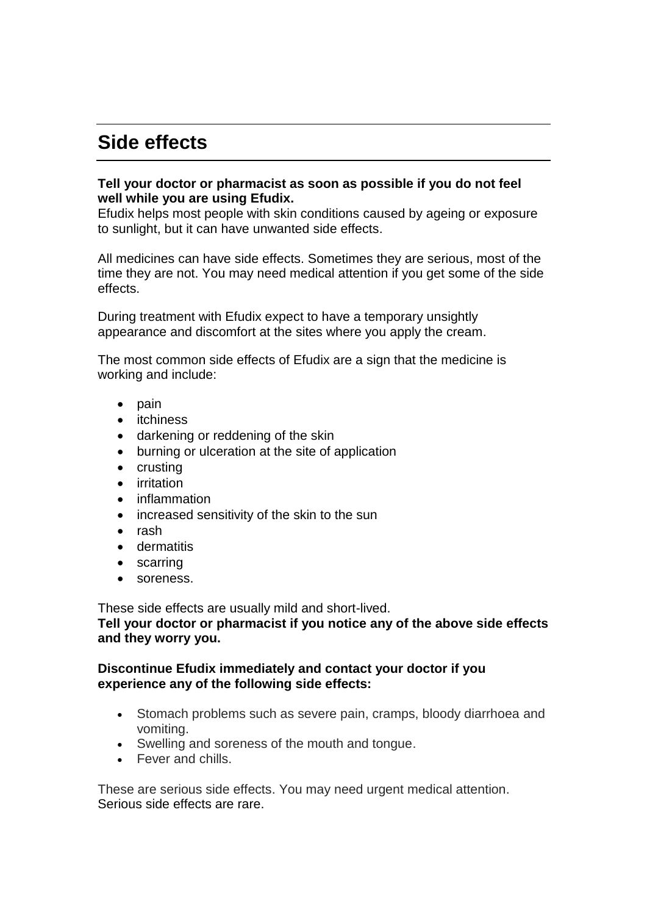## Side effects

**Tell your doctor or pharmacist as soon as possible if you do not feel well while you are using Efudix.**

Efudix helps most people with skin conditions caused by ageing or exposure to sunlight, but it can have unwanted side effects.

All medicines can have side effects. Sometimes they are serious, most of the time they are not. You may need medical attention if you get some of the side effects.

During treatment with Efudix expect to have a temporary unsightly appearance and discomfort at the sites where you apply the cream.

The most common side effects of Efudix are a sign that the medicine is working and include:

- pain
- itchiness
- darkening or reddening of the skin
- burning or ulceration at the site of application
- crusting
- irritation
- inflammation
- increased sensitivity of the skin to the sun
- rash
- dermatitis
- scarring
- soreness.

These side effects are usually mild and short-lived.

**Tell your doctor or pharmacist if you notice any of the above side effects and they worry you.**

**Discontinue Efudix immediately and contact your doctor if you experience any of the following side effects:**

- Stomach problems such as severe pain, cramps, bloody diarrhoea and vomiting.
- Swelling and soreness of the mouth and tongue.
- Fever and chills.

These are serious side effects. You may need urgent medical attention. Serious side effects are rare.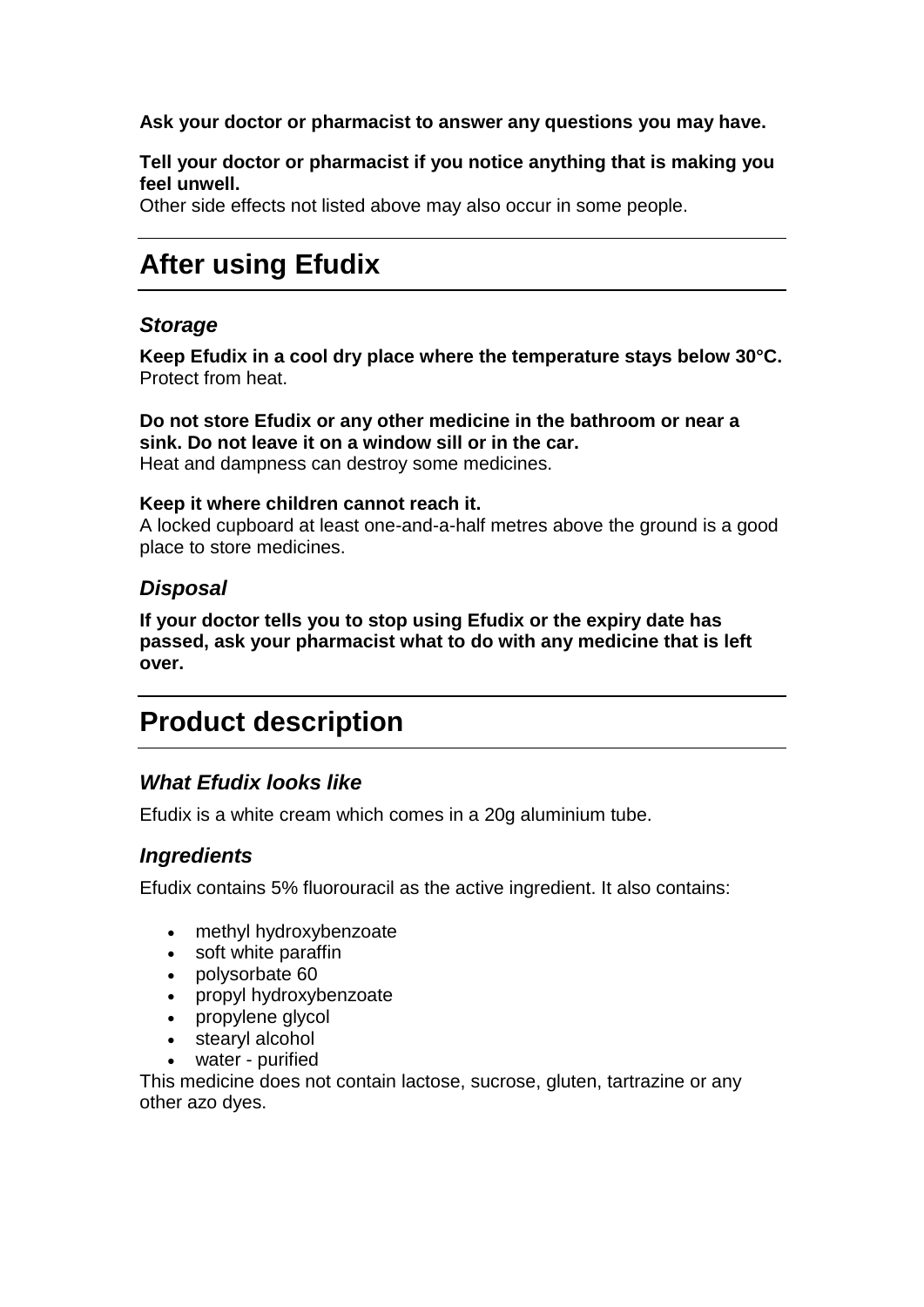**Ask your doctor or pharmacist to answer any questions you may have.**

**Tell your doctor or pharmacist if you notice anything that is making you feel unwell.**
Other side effects not listed above may also occur in some people.

# After using Efudix

### *Storage*

**Keep Efudix in a cool dry place where the temperature stays below 30°C.** Protect from heat.

**Do not store Efudix or any other medicine in the bathroom or near a sink. Do not leave it on a window sill or in the car.**
Heat and dampness can destroy some medicines.

**Keep it where children cannot reach it.**
A locked cupboard at least one-and-a-half metres above the ground is a good place to store medicines.

### *Disposal*

**If your doctor tells you to stop using Efudix or the expiry date has passed, ask your pharmacist what to do with any medicine that is left over.**

# Product description

### *What Efudix looks like*

Efudix is a white cream which comes in a 20g aluminium tube.

### *Ingredients*

Efudix contains 5% fluorouracil as the active ingredient. It also contains:

- methyl hydroxybenzoate
- soft white paraffin
- polysorbate 60
- propyl hydroxybenzoate
- propylene glycol
- stearyl alcohol
- water - purified

This medicine does not contain lactose, sucrose, gluten, tartrazine or any other azo dyes.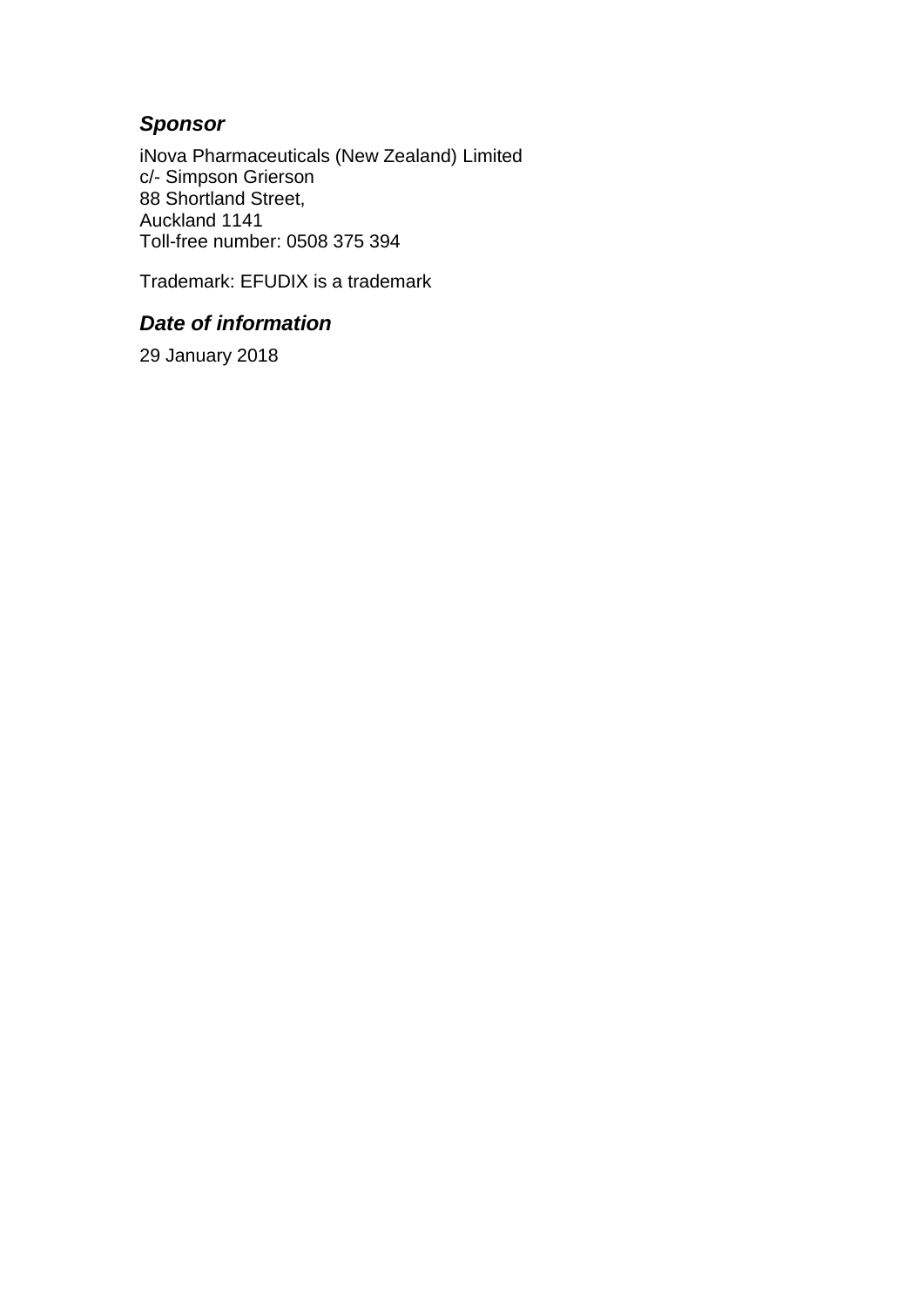### *Sponsor*

iNova Pharmaceuticals (New Zealand) Limited
c/- Simpson Grierson
88 Shortland Street,
Auckland 1141
Toll-free number: 0508 375 394

Trademark: EFUDIX is a trademark

### *Date of information*

29 January 2018